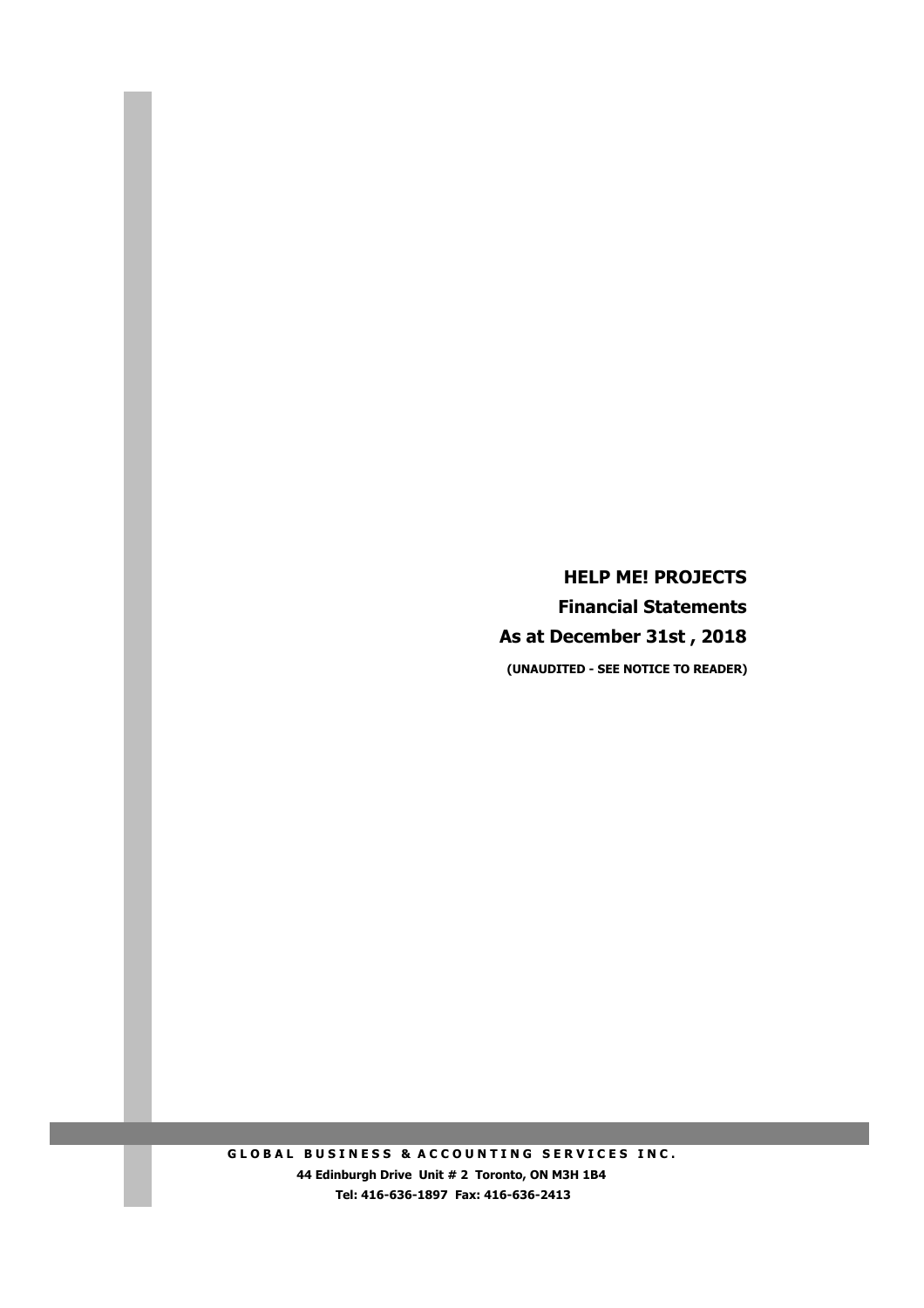# HELP ME! PROJECTS

## Financial Statements

## As at December 31st , 2018

**(UNAUDITED - SEE NOTICE TO READER)**

**G L O B A L  B U S I N E S S  &  A C C O U N T I N G  S E R V I C E S  I N C .**

**44 Edinburgh Drive Unit # 2 Toronto, ON M3H 1B4**

**Tel: 416-636-1897 Fax: 416-636-2413**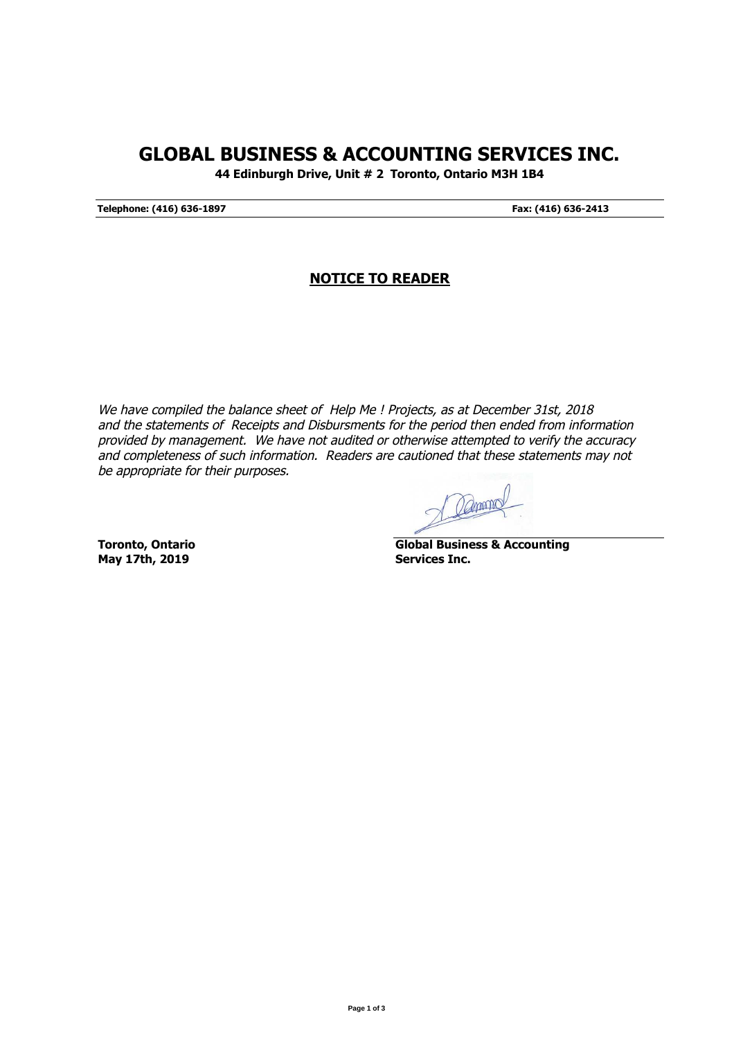# GLOBAL BUSINESS & ACCOUNTING SERVICES INC.

**44 Edinburgh Drive, Unit # 2 Toronto, Ontario M3H 1B4**

**Telephone: (416) 636-1897** **Fax: (416) 636-2413**

## NOTICE TO READER

*We have compiled the balance sheet of Help Me ! Projects, as at December 31st, 2018 and the statements of Receipts and Disbursments for the period then ended from information provided by management. We have not audited or otherwise attempted to verify the accuracy and completeness of such information. Readers are cautioned that these statements may not be appropriate for their purposes.*

**Toronto, Ontario**
**May 17th, 2019**

**Global Business & Accounting Services Inc.**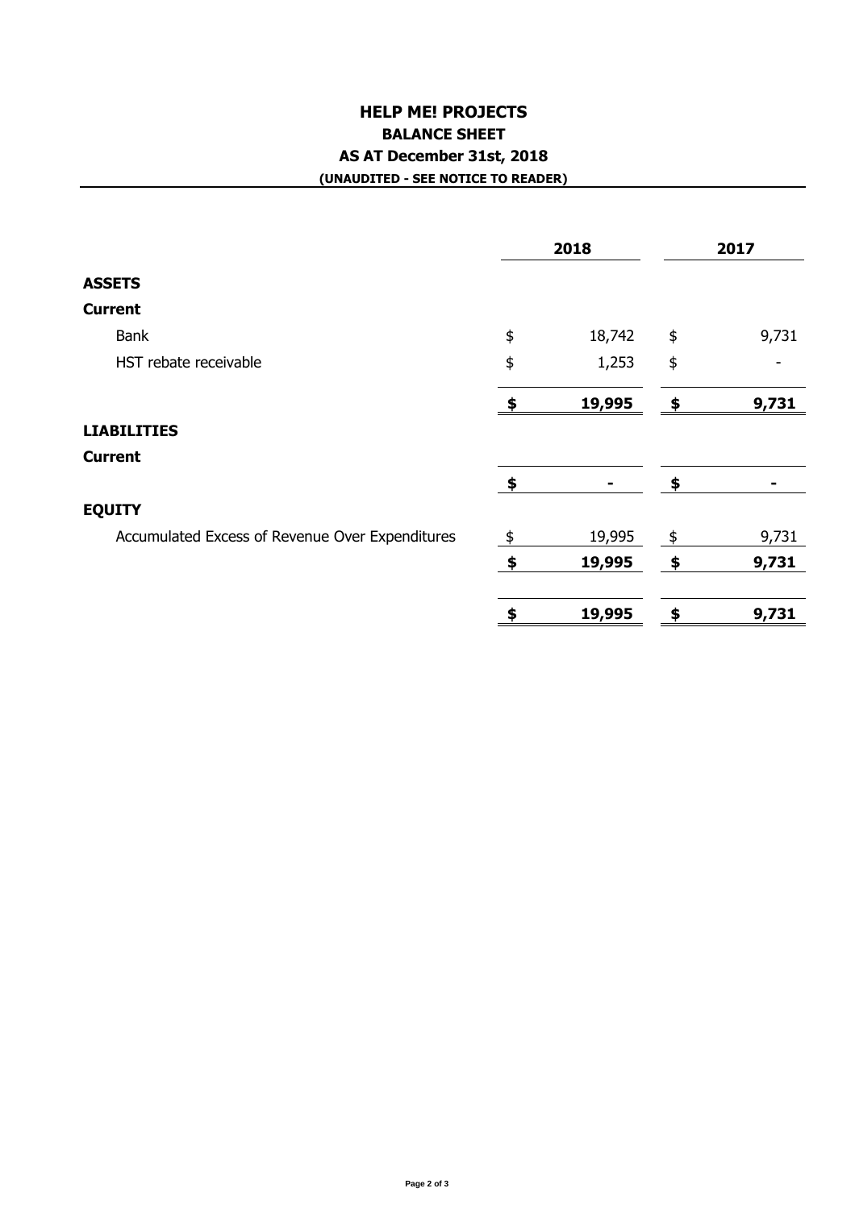# HELP ME! PROJECTS

## BALANCE SHEET

## AS AT December 31st, 2018

**(UNAUDITED - SEE NOTICE TO READER)**

| | 2018 | 2017 |
|---|---|---|
| **ASSETS** | | |
| **Current** | | |
| Bank | $ 18,742 | $ 9,731 |
| HST rebate receivable | $ 1,253 | $ - |
| | **$ 19,995** | **$ 9,731** |
| **LIABILITIES** | | |
| **Current** | | |
| | **$ -** | **$ -** |
| **EQUITY** | | |
| Accumulated Excess of Revenue Over Expenditures | $ 19,995 | $ 9,731 |
| | **$ 19,995** | **$ 9,731** |
| | **$ 19,995** | **$ 9,731** |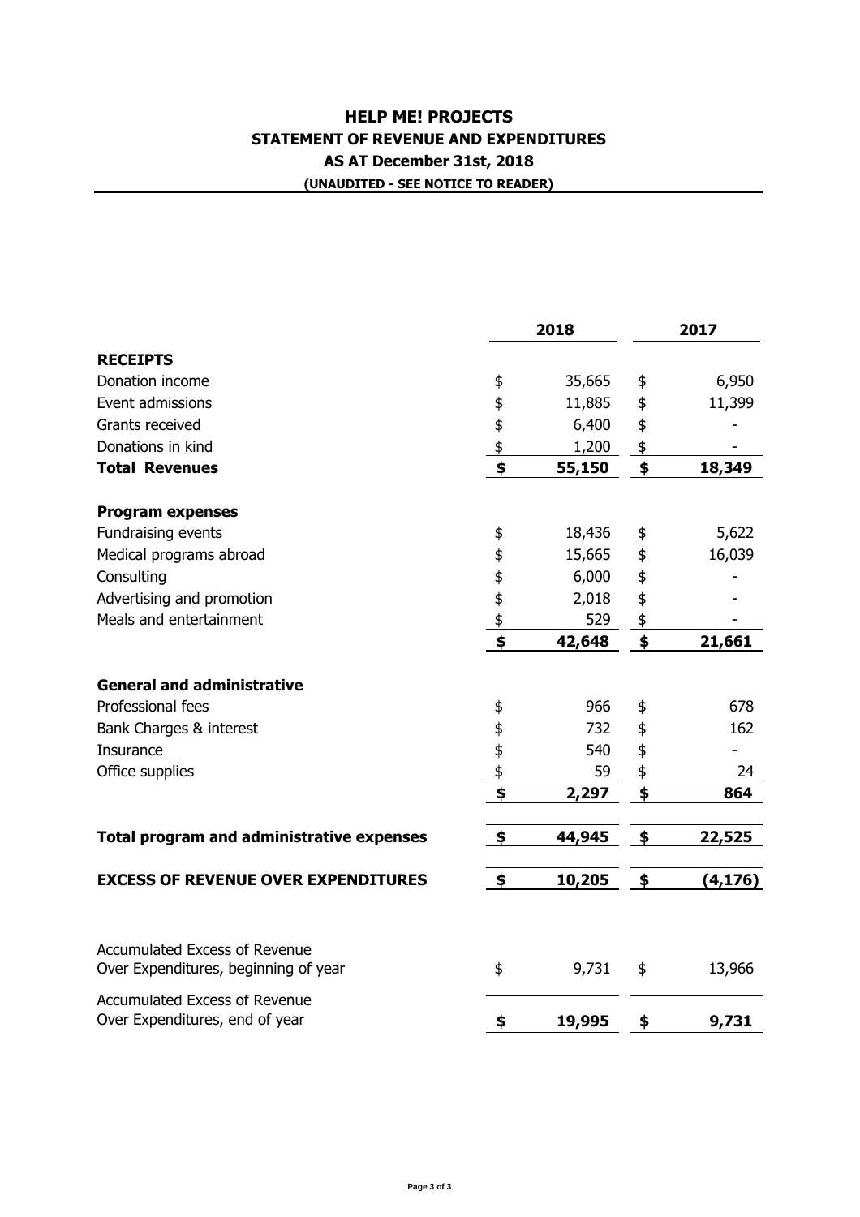# HELP ME! PROJECTS

## STATEMENT OF REVENUE AND EXPENDITURES

### AS AT December 31st, 2018

**(UNAUDITED - SEE NOTICE TO READER)**

| | 2018 | 2017 |
|---|---|---|
| **RECEIPTS** | | |
| Donation income | $ 35,665 | $ 6,950 |
| Event admissions | $ 11,885 | $ 11,399 |
| Grants received | $ 6,400 | $ - |
| Donations in kind | $ 1,200 | $ - |
| **Total Revenues** | **$ 55,150** | **$ 18,349** |
| **Program expenses** | | |
| Fundraising events | $ 18,436 | $ 5,622 |
| Medical programs abroad | $ 15,665 | $ 16,039 |
| Consulting | $ 6,000 | $ - |
| Advertising and promotion | $ 2,018 | $ - |
| Meals and entertainment | $ 529 | $ - |
| | **$ 42,648** | **$ 21,661** |
| **General and administrative** | | |
| Professional fees | $ 966 | $ 678 |
| Bank Charges & interest | $ 732 | $ 162 |
| Insurance | $ 540 | $ - |
| Office supplies | $ 59 | $ 24 |
| | **$ 2,297** | **$ 864** |
| **Total program and administrative expenses** | **$ 44,945** | **$ 22,525** |
| **EXCESS OF REVENUE OVER EXPENDITURES** | **$ 10,205** | **$ (4,176)** |
| Accumulated Excess of Revenue Over Expenditures, beginning of year | $ 9,731 | $ 13,966 |
| Accumulated Excess of Revenue Over Expenditures, end of year | **$ 19,995** | **$ 9,731** |